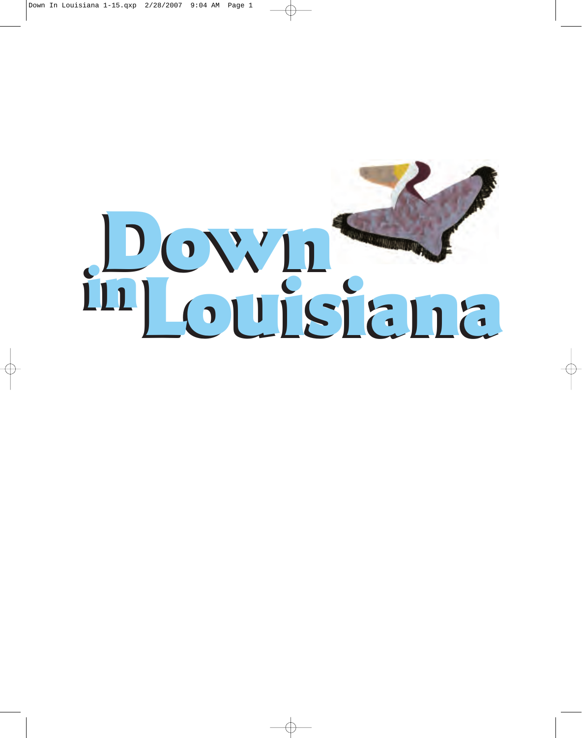# Down in Louisiana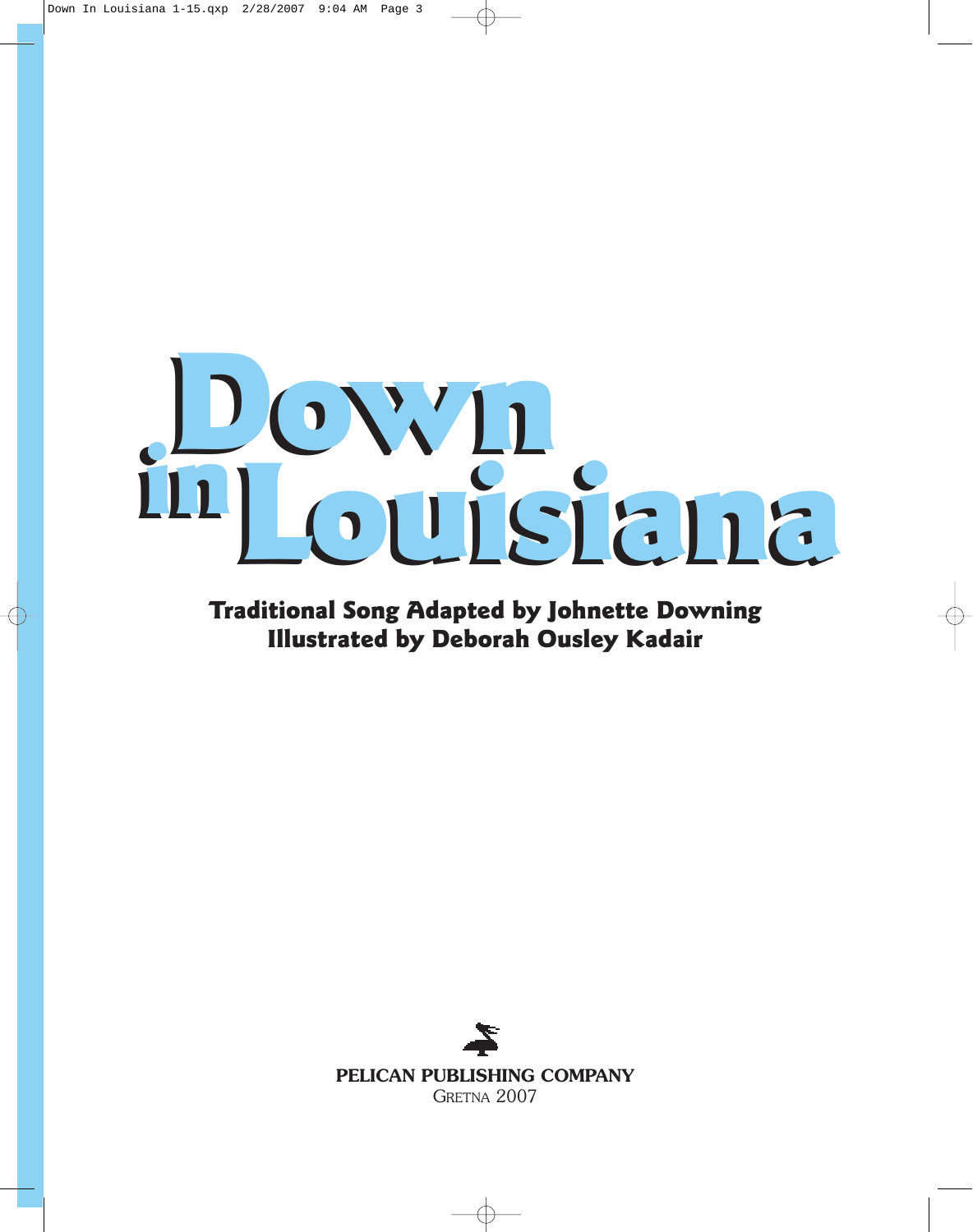# Down in Louisiana

**Traditional Song Adapted by Johnette Downing**
**Illustrated by Deborah Ousley Kadair**

**PELICAN PUBLISHING COMPANY**
GRETNA 2007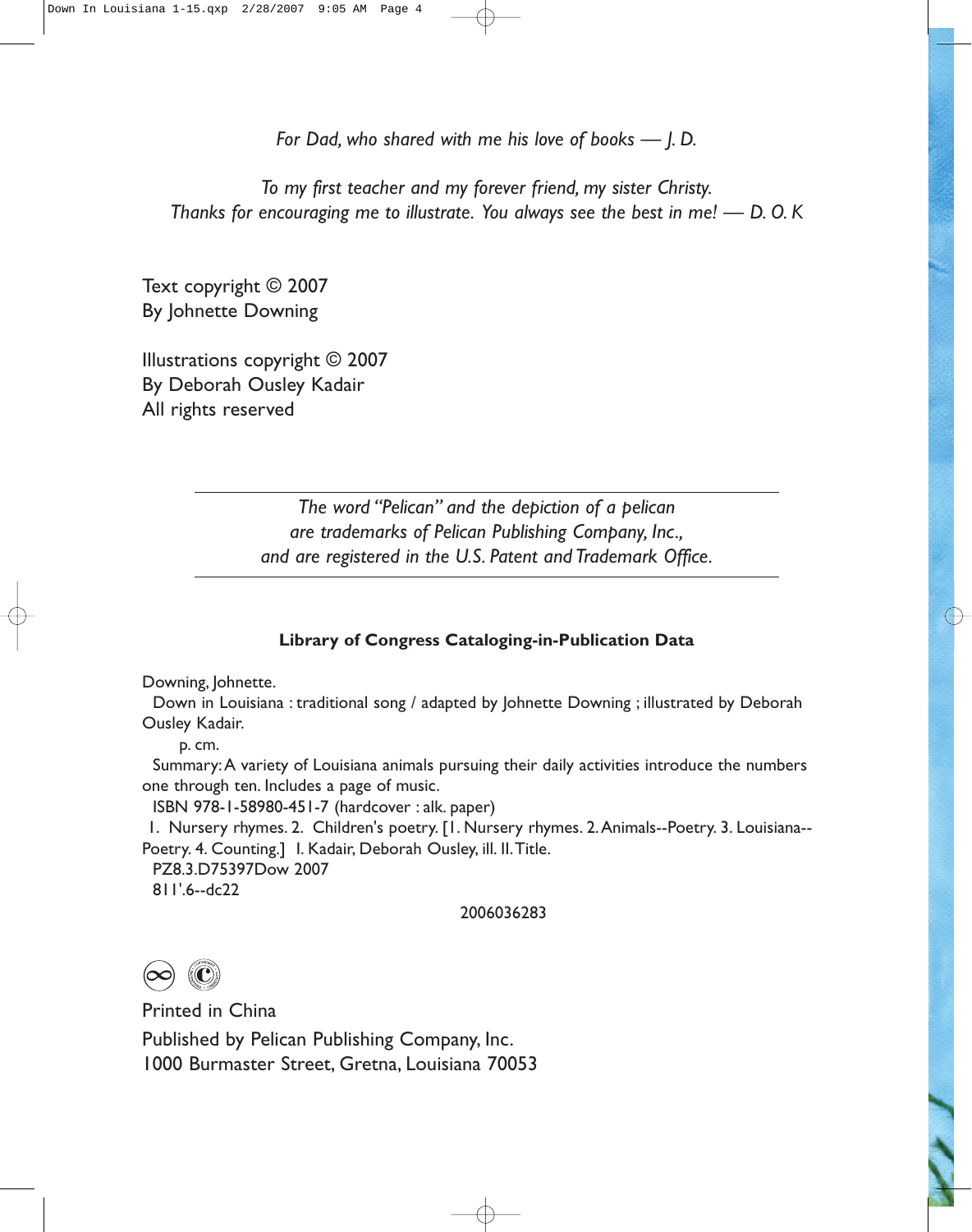*For Dad, who shared with me his love of books — J. D.*

*To my first teacher and my forever friend, my sister Christy.*
*Thanks for encouraging me to illustrate. You always see the best in me! — D. O. K*

Text copyright © 2007
By Johnette Downing

Illustrations copyright © 2007
By Deborah Ousley Kadair
All rights reserved

---

*The word "Pelican" and the depiction of a pelican*
*are trademarks of Pelican Publishing Company, Inc.,*
*and are registered in the U.S. Patent and Trademark Office.*

---

**Library of Congress Cataloging-in-Publication Data**

Downing, Johnette.
Down in Louisiana : traditional song / adapted by Johnette Downing ; illustrated by Deborah Ousley Kadair.
p. cm.
Summary: A variety of Louisiana animals pursuing their daily activities introduce the numbers one through ten. Includes a page of music.
ISBN 978-1-58980-451-7 (hardcover : alk. paper)
1. Nursery rhymes. 2. Children's poetry. [1. Nursery rhymes. 2. Animals--Poetry. 3. Louisiana--Poetry. 4. Counting.] I. Kadair, Deborah Ousley, ill. II. Title.
PZ8.3.D75397Dow 2007
811'.6--dc22

2006036283

Printed in China
Published by Pelican Publishing Company, Inc.
1000 Burmaster Street, Gretna, Louisiana 70053